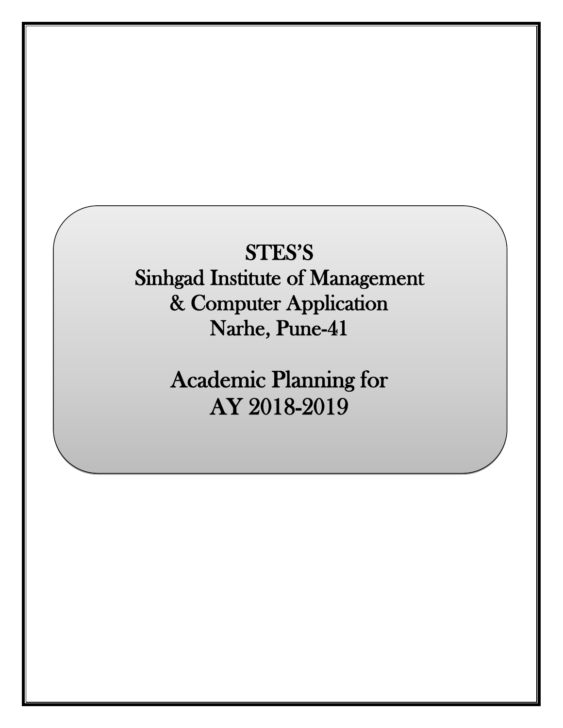# STES'S

# Sinhgad Institute of Management & Computer Application

## Narhe, Pune-41

# Academic Planning for AY 2018-2019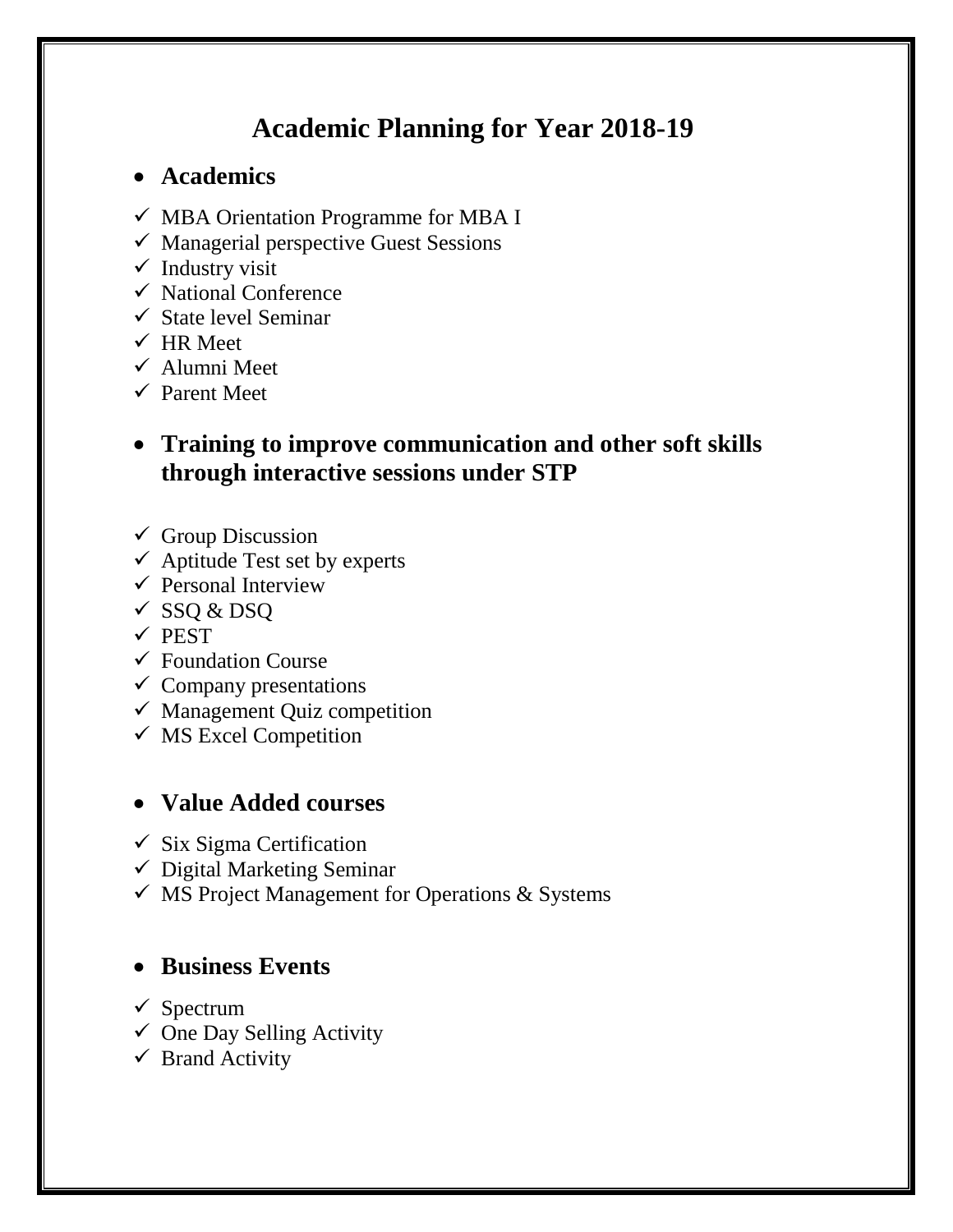# Academic Planning for Year 2018-19

- **Academics**

  - ✓ MBA Orientation Programme for MBA I
  - ✓ Managerial perspective Guest Sessions
  - ✓ Industry visit
  - ✓ National Conference
  - ✓ State level Seminar
  - ✓ HR Meet
  - ✓ Alumni Meet
  - ✓ Parent Meet

- **Training to improve communication and other soft skills through interactive sessions under STP**

  - ✓ Group Discussion
  - ✓ Aptitude Test set by experts
  - ✓ Personal Interview
  - ✓ SSQ & DSQ
  - ✓ PEST
  - ✓ Foundation Course
  - ✓ Company presentations
  - ✓ Management Quiz competition
  - ✓ MS Excel Competition

- **Value Added courses**

  - ✓ Six Sigma Certification
  - ✓ Digital Marketing Seminar
  - ✓ MS Project Management for Operations & Systems

- **Business Events**

  - ✓ Spectrum
  - ✓ One Day Selling Activity
  - ✓ Brand Activity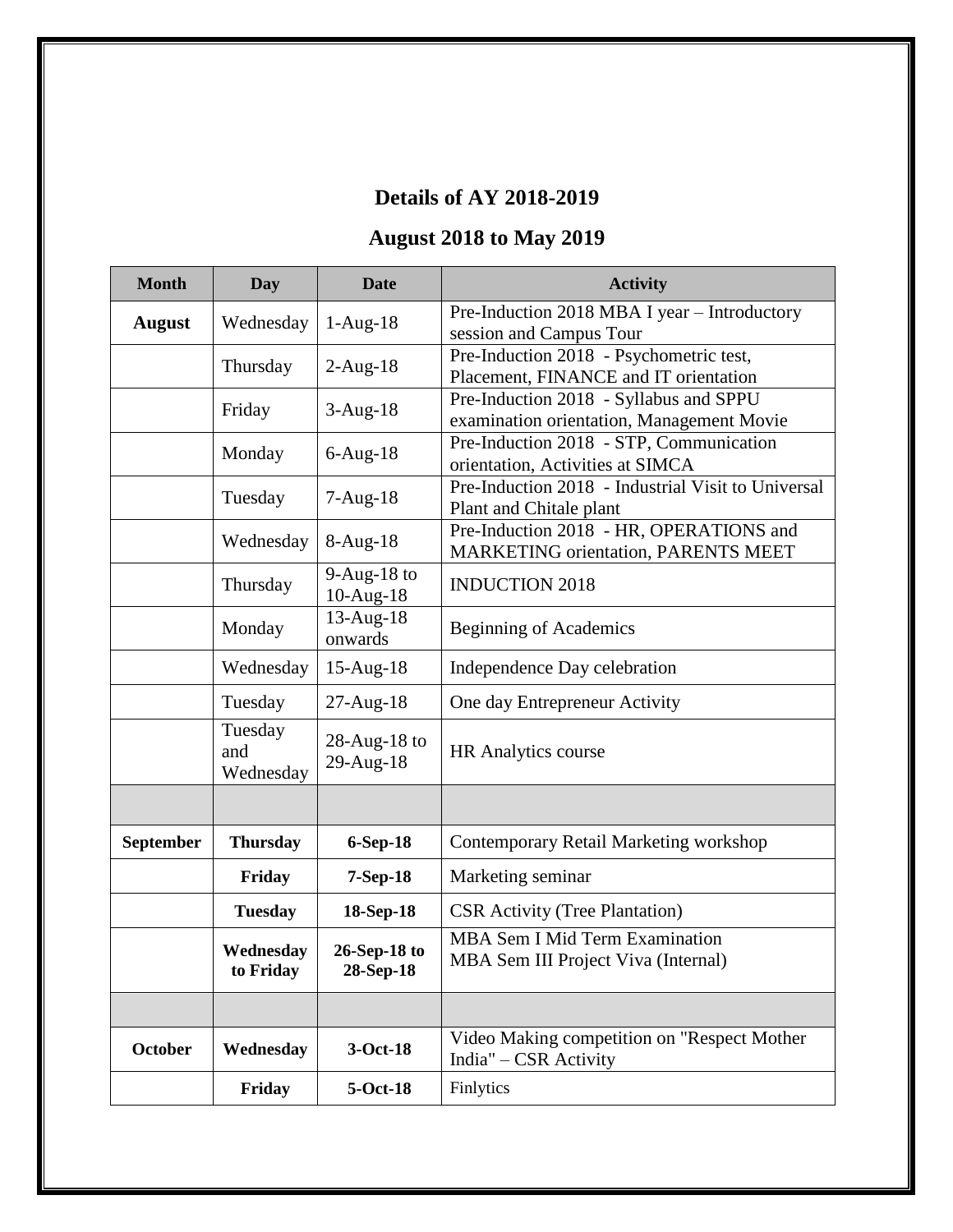## Details of AY 2018-2019

## August 2018 to May 2019

| Month | Day | Date | Activity |
|---|---|---|---|
| **August** | Wednesday | 1-Aug-18 | Pre-Induction 2018 MBA I year – Introductory session and Campus Tour |
| | Thursday | 2-Aug-18 | Pre-Induction 2018 - Psychometric test, Placement, FINANCE and IT orientation |
| | Friday | 3-Aug-18 | Pre-Induction 2018 - Syllabus and SPPU examination orientation, Management Movie |
| | Monday | 6-Aug-18 | Pre-Induction 2018 - STP, Communication orientation, Activities at SIMCA |
| | Tuesday | 7-Aug-18 | Pre-Induction 2018 - Industrial Visit to Universal Plant and Chitale plant |
| | Wednesday | 8-Aug-18 | Pre-Induction 2018 - HR, OPERATIONS and MARKETING orientation, PARENTS MEET |
| | Thursday | 9-Aug-18 to 10-Aug-18 | INDUCTION 2018 |
| | Monday | 13-Aug-18 onwards | Beginning of Academics |
| | Wednesday | 15-Aug-18 | Independence Day celebration |
| | Tuesday | 27-Aug-18 | One day Entrepreneur Activity |
| | Tuesday and Wednesday | 28-Aug-18 to 29-Aug-18 | HR Analytics course |
| | | | |
| **September** | **Thursday** | **6-Sep-18** | Contemporary Retail Marketing workshop |
| | **Friday** | **7-Sep-18** | Marketing seminar |
| | **Tuesday** | **18-Sep-18** | CSR Activity (Tree Plantation) |
| | **Wednesday to Friday** | **26-Sep-18 to 28-Sep-18** | MBA Sem I Mid Term Examination<br>MBA Sem III Project Viva (Internal) |
| | | | |
| **October** | **Wednesday** | **3-Oct-18** | Video Making competition on "Respect Mother India" – CSR Activity |
| | **Friday** | **5-Oct-18** | Finlytics |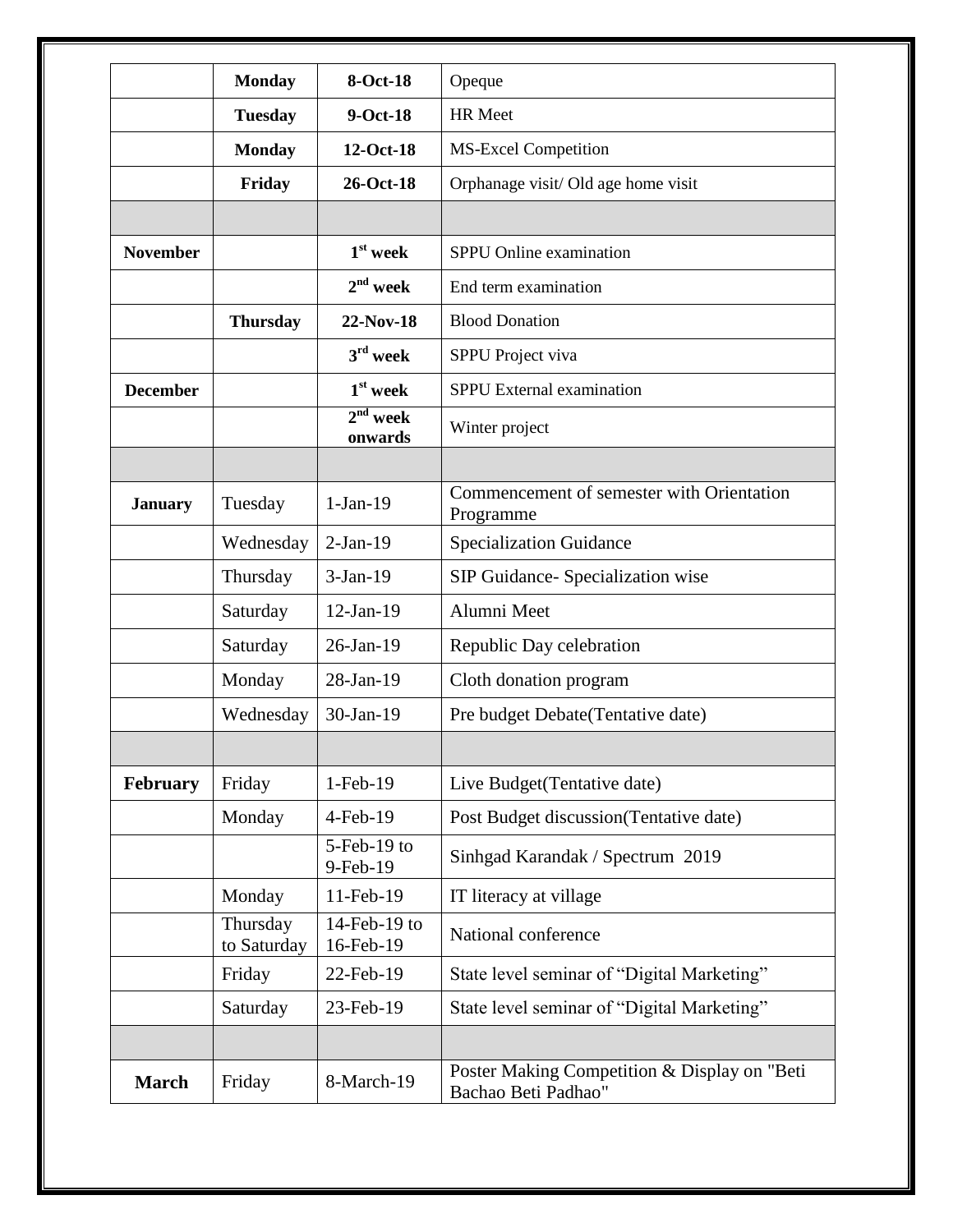| | | | |
|---|---|---|---|
| | **Monday** | **8-Oct-18** | Opeque |
| | **Tuesday** | **9-Oct-18** | HR Meet |
| | **Monday** | **12-Oct-18** | MS-Excel Competition |
| | **Friday** | **26-Oct-18** | Orphanage visit/ Old age home visit |
| | | | |
| **November** | | **1st week** | SPPU Online examination |
| | | **2nd week** | End term examination |
| | **Thursday** | **22-Nov-18** | Blood Donation |
| | | **3rd week** | SPPU Project viva |
| **December** | | **1st week** | SPPU External examination |
| | | **2nd week onwards** | Winter project |
| | | | |
| **January** | Tuesday | 1-Jan-19 | Commencement of semester with Orientation Programme |
| | Wednesday | 2-Jan-19 | Specialization Guidance |
| | Thursday | 3-Jan-19 | SIP Guidance- Specialization wise |
| | Saturday | 12-Jan-19 | Alumni Meet |
| | Saturday | 26-Jan-19 | Republic Day celebration |
| | Monday | 28-Jan-19 | Cloth donation program |
| | Wednesday | 30-Jan-19 | Pre budget Debate(Tentative date) |
| | | | |
| **February** | Friday | 1-Feb-19 | Live Budget(Tentative date) |
| | Monday | 4-Feb-19 | Post Budget discussion(Tentative date) |
| | | 5-Feb-19 to 9-Feb-19 | Sinhgad Karandak / Spectrum 2019 |
| | Monday | 11-Feb-19 | IT literacy at village |
| | Thursday to Saturday | 14-Feb-19 to 16-Feb-19 | National conference |
| | Friday | 22-Feb-19 | State level seminar of "Digital Marketing" |
| | Saturday | 23-Feb-19 | State level seminar of "Digital Marketing" |
| | | | |
| **March** | Friday | 8-March-19 | Poster Making Competition & Display on "Beti Bachao Beti Padhao" |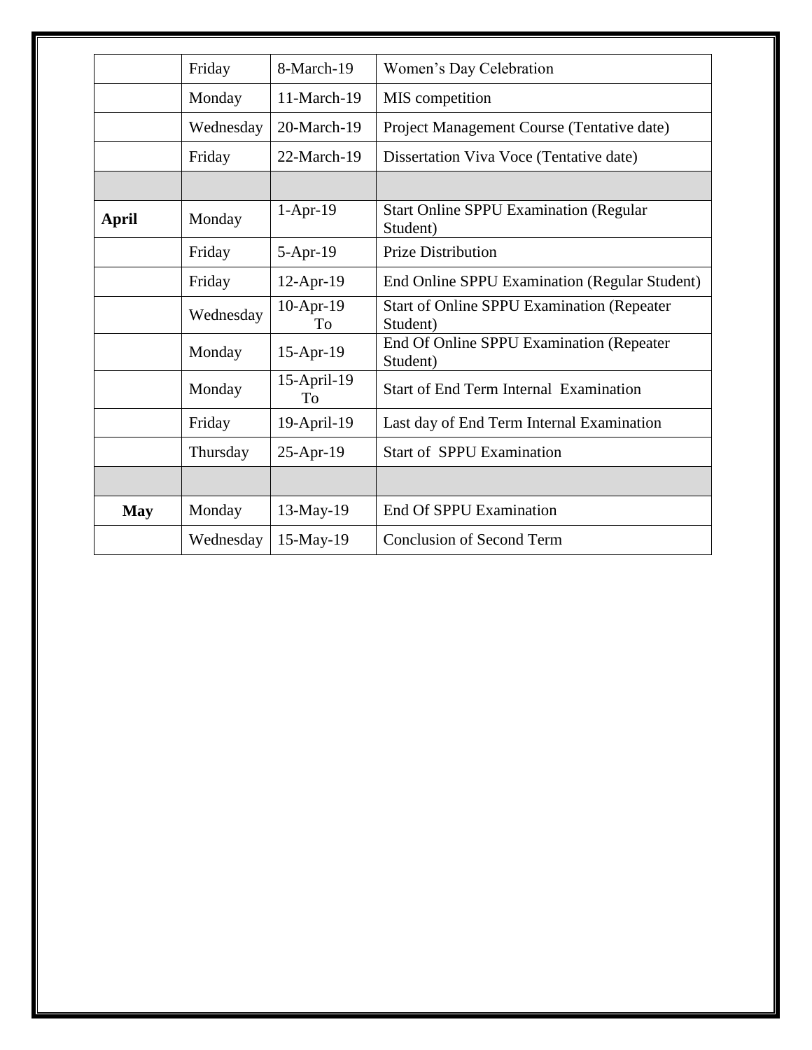| | | | |
|---|---|---|---|
| | Friday | 8-March-19 | Women's Day Celebration |
| | Monday | 11-March-19 | MIS competition |
| | Wednesday | 20-March-19 | Project Management Course (Tentative date) |
| | Friday | 22-March-19 | Dissertation Viva Voce (Tentative date) |
| | | | |
| **April** | Monday | 1-Apr-19 | Start Online SPPU Examination (Regular Student) |
| | Friday | 5-Apr-19 | Prize Distribution |
| | Friday | 12-Apr-19 | End Online SPPU Examination (Regular Student) |
| | Wednesday | 10-Apr-19 To | Start of Online SPPU Examination (Repeater Student) |
| | Monday | 15-Apr-19 | End Of Online SPPU Examination (Repeater Student) |
| | Monday | 15-April-19 To | Start of End Term Internal Examination |
| | Friday | 19-April-19 | Last day of End Term Internal Examination |
| | Thursday | 25-Apr-19 | Start of SPPU Examination |
| | | | |
| **May** | Monday | 13-May-19 | End Of SPPU Examination |
| | Wednesday | 15-May-19 | Conclusion of Second Term |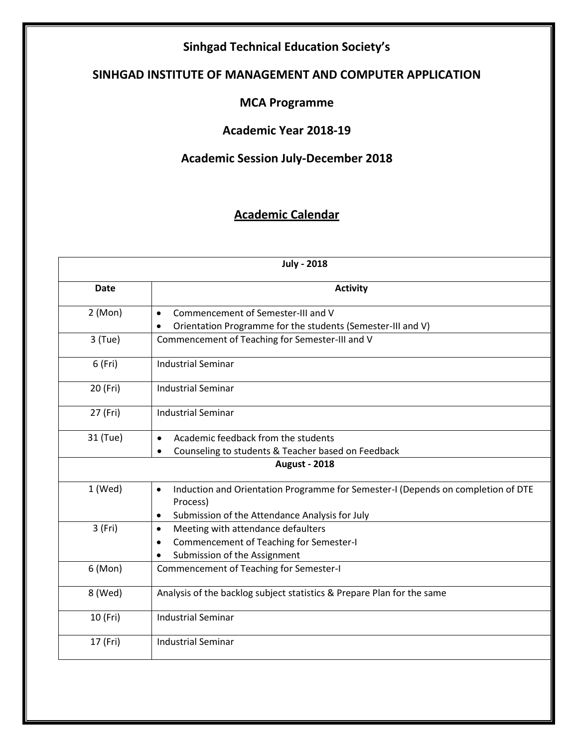**Sinhgad Technical Education Society's**

**SINHGAD INSTITUTE OF MANAGEMENT AND COMPUTER APPLICATION**

**MCA Programme**

**Academic Year 2018-19**

**Academic Session July-December 2018**

## Academic Calendar

| **July - 2018** | |
|---|---|
| **Date** | **Activity** |
| 2 (Mon) | • Commencement of Semester-III and V<br>• Orientation Programme for the students (Semester-III and V) |
| 3 (Tue) | Commencement of Teaching for Semester-III and V |
| 6 (Fri) | Industrial Seminar |
| 20 (Fri) | Industrial Seminar |
| 27 (Fri) | Industrial Seminar |
| 31 (Tue) | • Academic feedback from the students<br>• Counseling to students & Teacher based on Feedback |
| **August - 2018** | |
| 1 (Wed) | • Induction and Orientation Programme for Semester-I (Depends on completion of DTE Process)<br>• Submission of the Attendance Analysis for July |
| 3 (Fri) | • Meeting with attendance defaulters<br>• Commencement of Teaching for Semester-I<br>• Submission of the Assignment |
| 6 (Mon) | Commencement of Teaching for Semester-I |
| 8 (Wed) | Analysis of the backlog subject statistics & Prepare Plan for the same |
| 10 (Fri) | Industrial Seminar |
| 17 (Fri) | Industrial Seminar |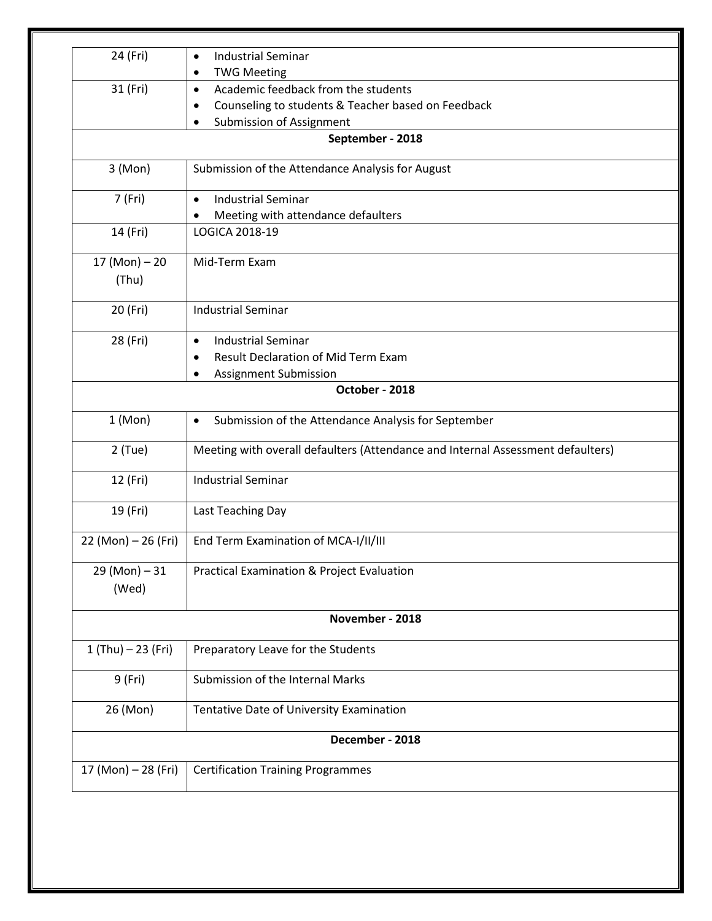| | |
|---|---|
| 24 (Fri) | • Industrial Seminar<br>• TWG Meeting |
| 31 (Fri) | • Academic feedback from the students<br>• Counseling to students & Teacher based on Feedback<br>• Submission of Assignment |
| **September - 2018** | |
| 3 (Mon) | Submission of the Attendance Analysis for August |
| 7 (Fri) | • Industrial Seminar<br>• Meeting with attendance defaulters |
| 14 (Fri) | LOGICA 2018-19 |
| 17 (Mon) – 20 (Thu) | Mid-Term Exam |
| 20 (Fri) | Industrial Seminar |
| 28 (Fri) | • Industrial Seminar<br>• Result Declaration of Mid Term Exam<br>• Assignment Submission |
| **October - 2018** | |
| 1 (Mon) | • Submission of the Attendance Analysis for September |
| 2 (Tue) | Meeting with overall defaulters (Attendance and Internal Assessment defaulters) |
| 12 (Fri) | Industrial Seminar |
| 19 (Fri) | Last Teaching Day |
| 22 (Mon) – 26 (Fri) | End Term Examination of MCA-I/II/III |
| 29 (Mon) – 31 (Wed) | Practical Examination & Project Evaluation |
| **November - 2018** | |
| 1 (Thu) – 23 (Fri) | Preparatory Leave for the Students |
| 9 (Fri) | Submission of the Internal Marks |
| 26 (Mon) | Tentative Date of University Examination |
| **December - 2018** | |
| 17 (Mon) – 28 (Fri) | Certification Training Programmes |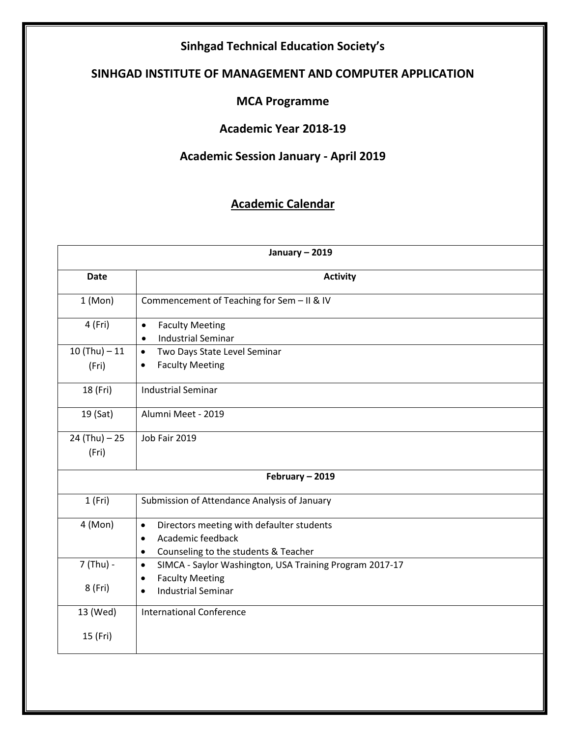**Sinhgad Technical Education Society's**

**SINHGAD INSTITUTE OF MANAGEMENT AND COMPUTER APPLICATION**

**MCA Programme**

**Academic Year 2018-19**

**Academic Session January - April 2019**

## Academic Calendar

| **January – 2019** | |
|---|---|
| **Date** | **Activity** |
| 1 (Mon) | Commencement of Teaching for Sem – II & IV |
| 4 (Fri) | • Faculty Meeting<br>• Industrial Seminar |
| 10 (Thu) – 11 (Fri) | • Two Days State Level Seminar<br>• Faculty Meeting |
| 18 (Fri) | Industrial Seminar |
| 19 (Sat) | Alumni Meet - 2019 |
| 24 (Thu) – 25 (Fri) | Job Fair 2019 |
| **February – 2019** | |
| 1 (Fri) | Submission of Attendance Analysis of January |
| 4 (Mon) | • Directors meeting with defaulter students<br>• Academic feedback<br>• Counseling to the students & Teacher |
| 7 (Thu) - 8 (Fri) | • SIMCA - Saylor Washington, USA Training Program 2017-17<br>• Faculty Meeting<br>• Industrial Seminar |
| 13 (Wed) 15 (Fri) | International Conference |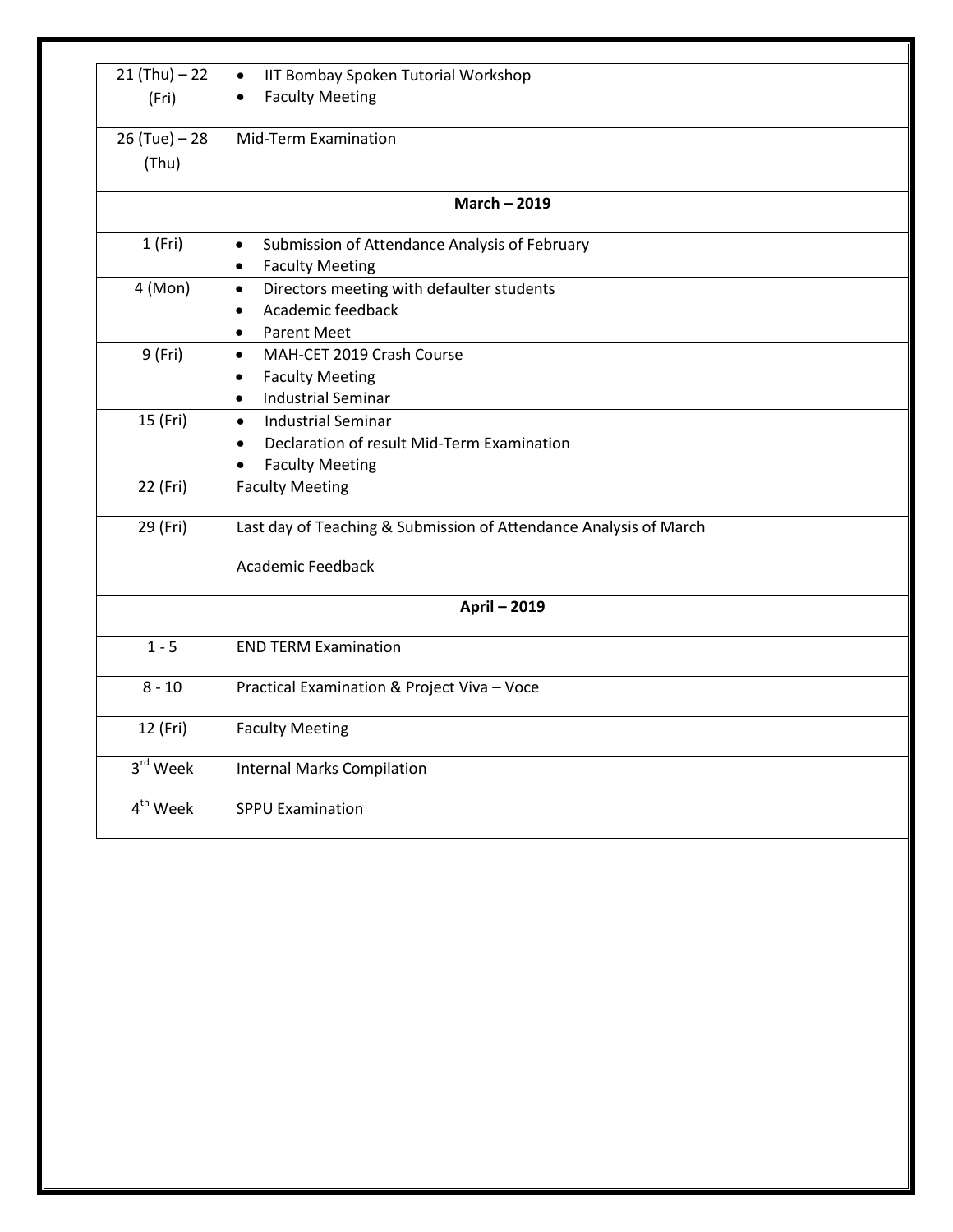| | |
|---|---|
| 21 (Thu) – 22 (Fri) | • IIT Bombay Spoken Tutorial Workshop<br>• Faculty Meeting |
| 26 (Tue) – 28 (Thu) | Mid-Term Examination |
| **March – 2019** | |
| 1 (Fri) | • Submission of Attendance Analysis of February<br>• Faculty Meeting |
| 4 (Mon) | • Directors meeting with defaulter students<br>• Academic feedback<br>• Parent Meet |
| 9 (Fri) | • MAH-CET 2019 Crash Course<br>• Faculty Meeting<br>• Industrial Seminar |
| 15 (Fri) | • Industrial Seminar<br>• Declaration of result Mid-Term Examination<br>• Faculty Meeting |
| 22 (Fri) | Faculty Meeting |
| 29 (Fri) | Last day of Teaching & Submission of Attendance Analysis of March<br><br>Academic Feedback |
| **April – 2019** | |
| 1 - 5 | END TERM Examination |
| 8 - 10 | Practical Examination & Project Viva – Voce |
| 12 (Fri) | Faculty Meeting |
| 3rd Week | Internal Marks Compilation |
| 4th Week | SPPU Examination |